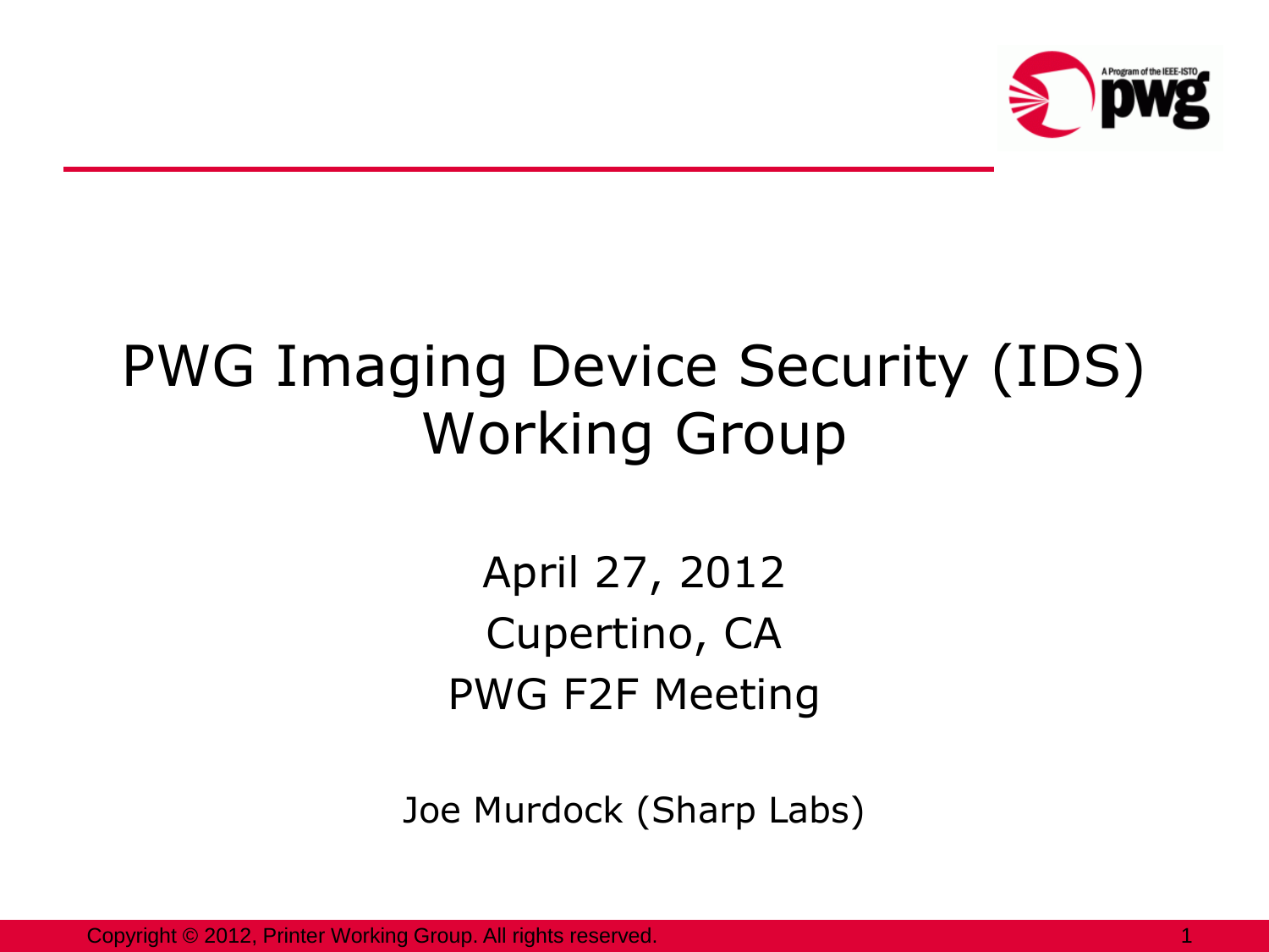# PWG Imaging Device Security (IDS) Working Group

April 27, 2012

Cupertino, CA

PWG F2F Meeting

Joe Murdock (Sharp Labs)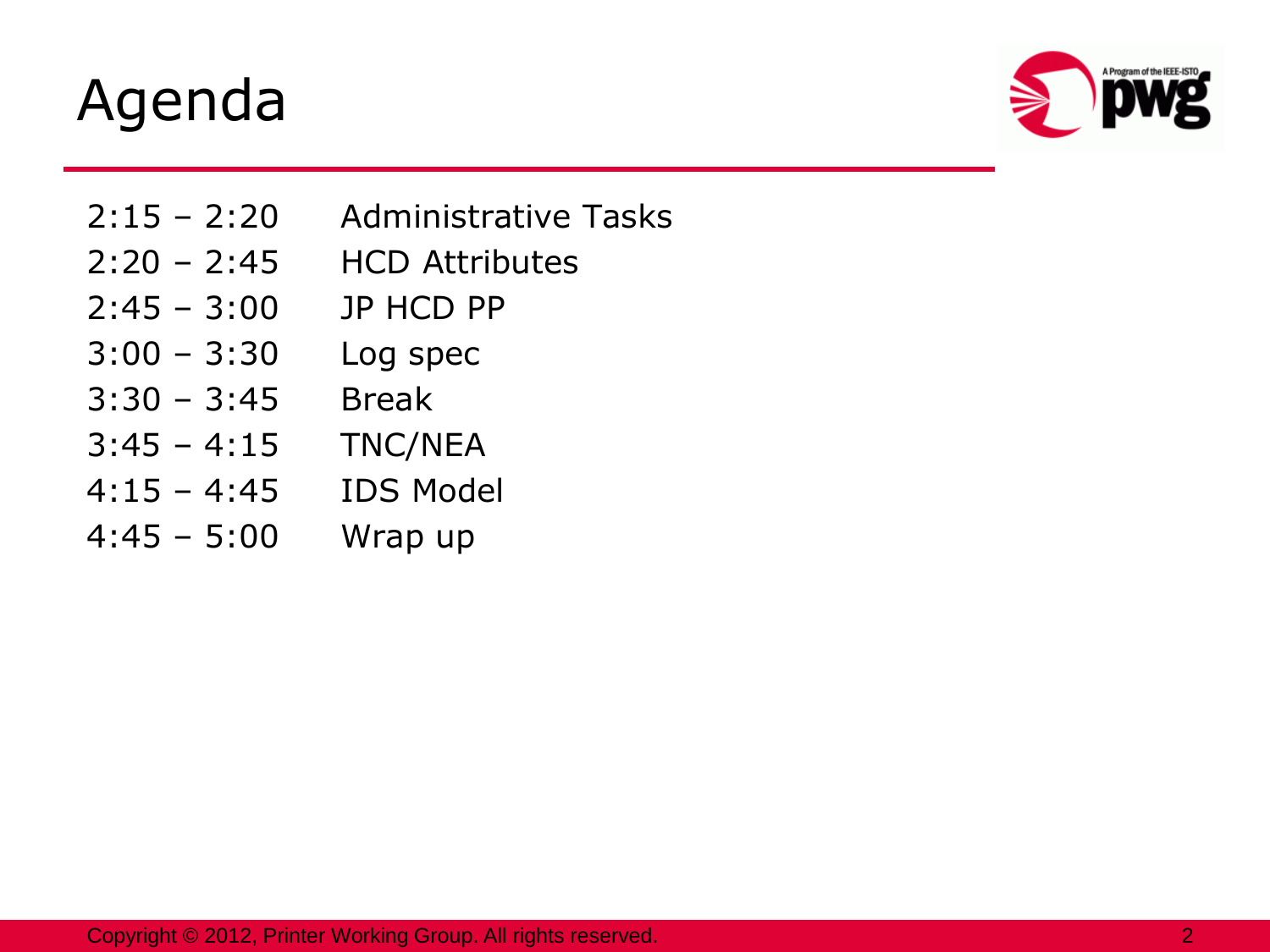# Agenda

| | |
|---|---|
| 2:15 – 2:20 | Administrative Tasks |
| 2:20 – 2:45 | HCD Attributes |
| 2:45 – 3:00 | JP HCD PP |
| 3:00 – 3:30 | Log spec |
| 3:30 – 3:45 | Break |
| 3:45 – 4:15 | TNC/NEA |
| 4:15 – 4:45 | IDS Model |
| 4:45 – 5:00 | Wrap up |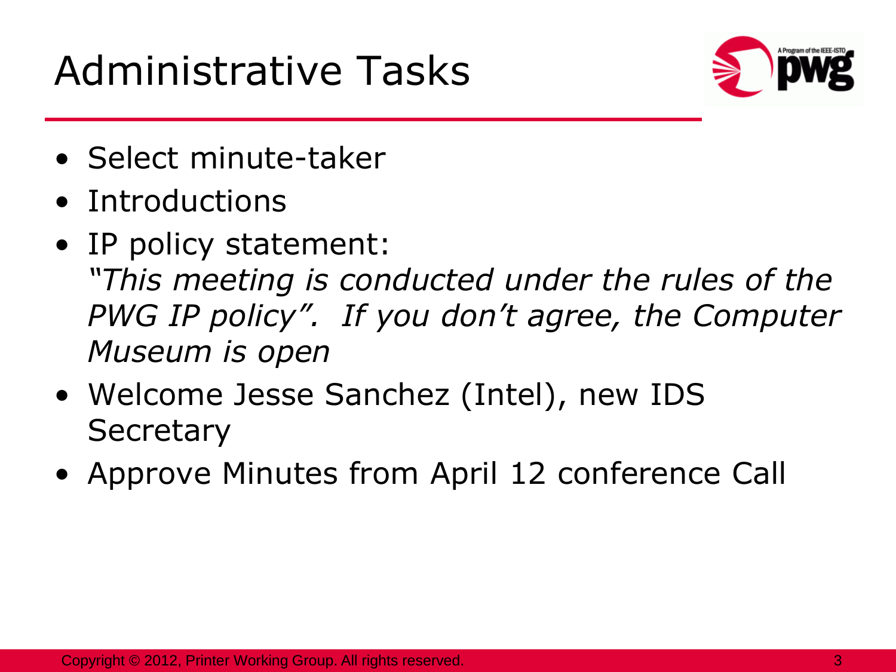# Administrative Tasks

- Select minute-taker
- Introductions
- IP policy statement:
  *"This meeting is conducted under the rules of the PWG IP policy". If you don't agree, the Computer Museum is open*
- Welcome Jesse Sanchez (Intel), new IDS Secretary
- Approve Minutes from April 12 conference Call

Copyright © 2012, Printer Working Group. All rights reserved.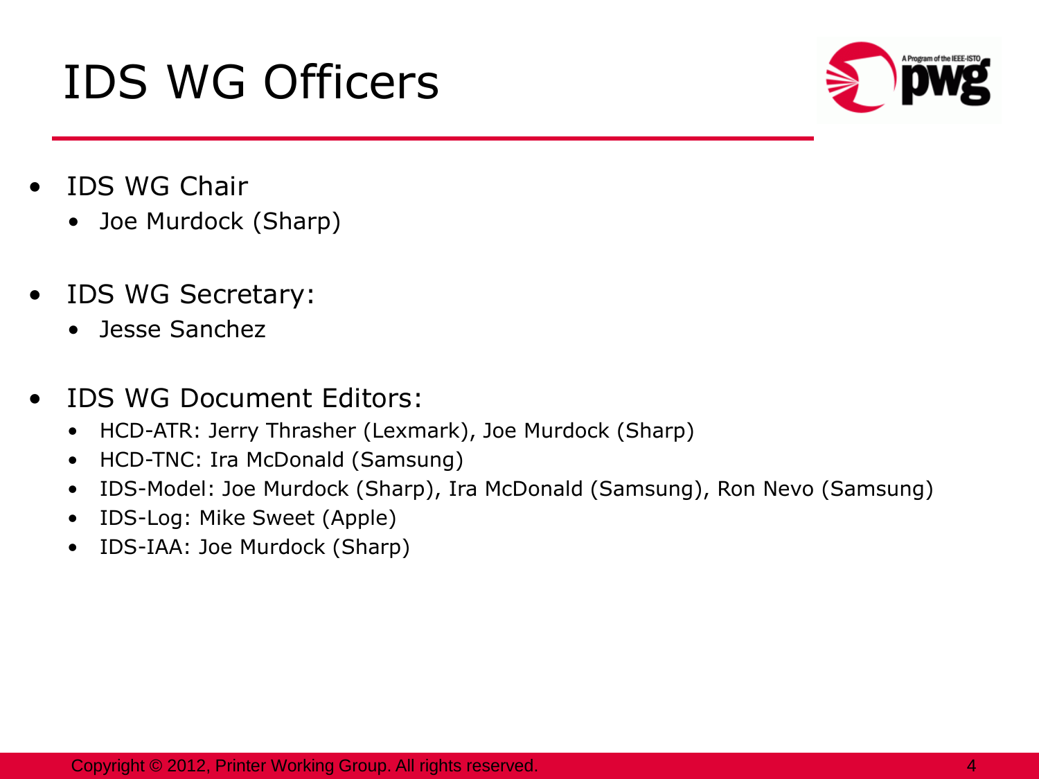# IDS WG Officers

- IDS WG Chair
  - Joe Murdock (Sharp)
- IDS WG Secretary:
  - Jesse Sanchez
- IDS WG Document Editors:
  - HCD-ATR: Jerry Thrasher (Lexmark), Joe Murdock (Sharp)
  - HCD-TNC: Ira McDonald (Samsung)
  - IDS-Model: Joe Murdock (Sharp), Ira McDonald (Samsung), Ron Nevo (Samsung)
  - IDS-Log: Mike Sweet (Apple)
  - IDS-IAA: Joe Murdock (Sharp)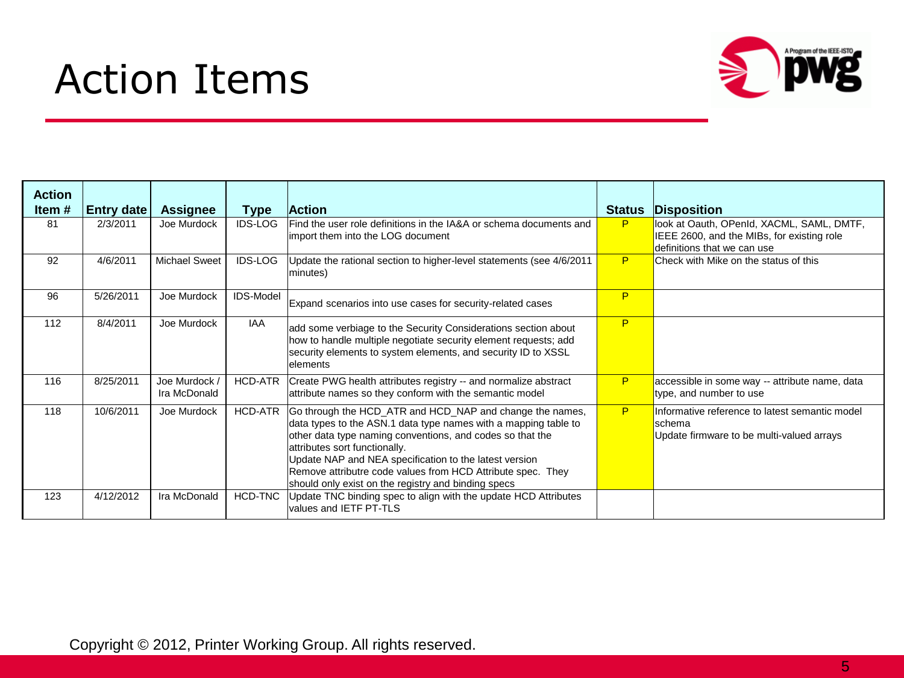# Action Items

| Action Item # | Entry date | Assignee | Type | Action | Status | Disposition |
|---|---|---|---|---|---|---|
| 81 | 2/3/2011 | Joe Murdock | IDS-LOG | Find the user role definitions in the IA&A or schema documents and import them into the LOG document | P | look at Oauth, OPenId, XACML, SAML, DMTF, IEEE 2600, and the MIBs, for existing role definitions that we can use |
| 92 | 4/6/2011 | Michael Sweet | IDS-LOG | Update the rational section to higher-level statements (see 4/6/2011 minutes) | P | Check with Mike on the status of this |
| 96 | 5/26/2011 | Joe Murdock | IDS-Model | Expand scenarios into use cases for security-related cases | P | |
| 112 | 8/4/2011 | Joe Murdock | IAA | add some verbiage to the Security Considerations section about how to handle multiple negotiate security element requests; add security elements to system elements, and security ID to XSSL elements | P | |
| 116 | 8/25/2011 | Joe Murdock / Ira McDonald | HCD-ATR | Create PWG health attributes registry -- and normalize abstract attribute names so they conform with the semantic model | P | accessible in some way -- attribute name, data type, and number to use |
| 118 | 10/6/2011 | Joe Murdock | HCD-ATR | Go through the HCD_ATR and HCD_NAP and change the names, data types to the ASN.1 data type names with a mapping table to other data type naming conventions, and codes so that the attributes sort functionally.<br>Update NAP and NEA specification to the latest version<br>Remove attributre code values from HCD Attribute spec. They should only exist on the registry and binding specs | P | Informative reference to latest semantic model schema<br>Update firmware to be multi-valued arrays |
| 123 | 4/12/2012 | Ira McDonald | HCD-TNC | Update TNC binding spec to align with the update HCD Attributes values and IETF PT-TLS | | |

Copyright © 2012, Printer Working Group. All rights reserved.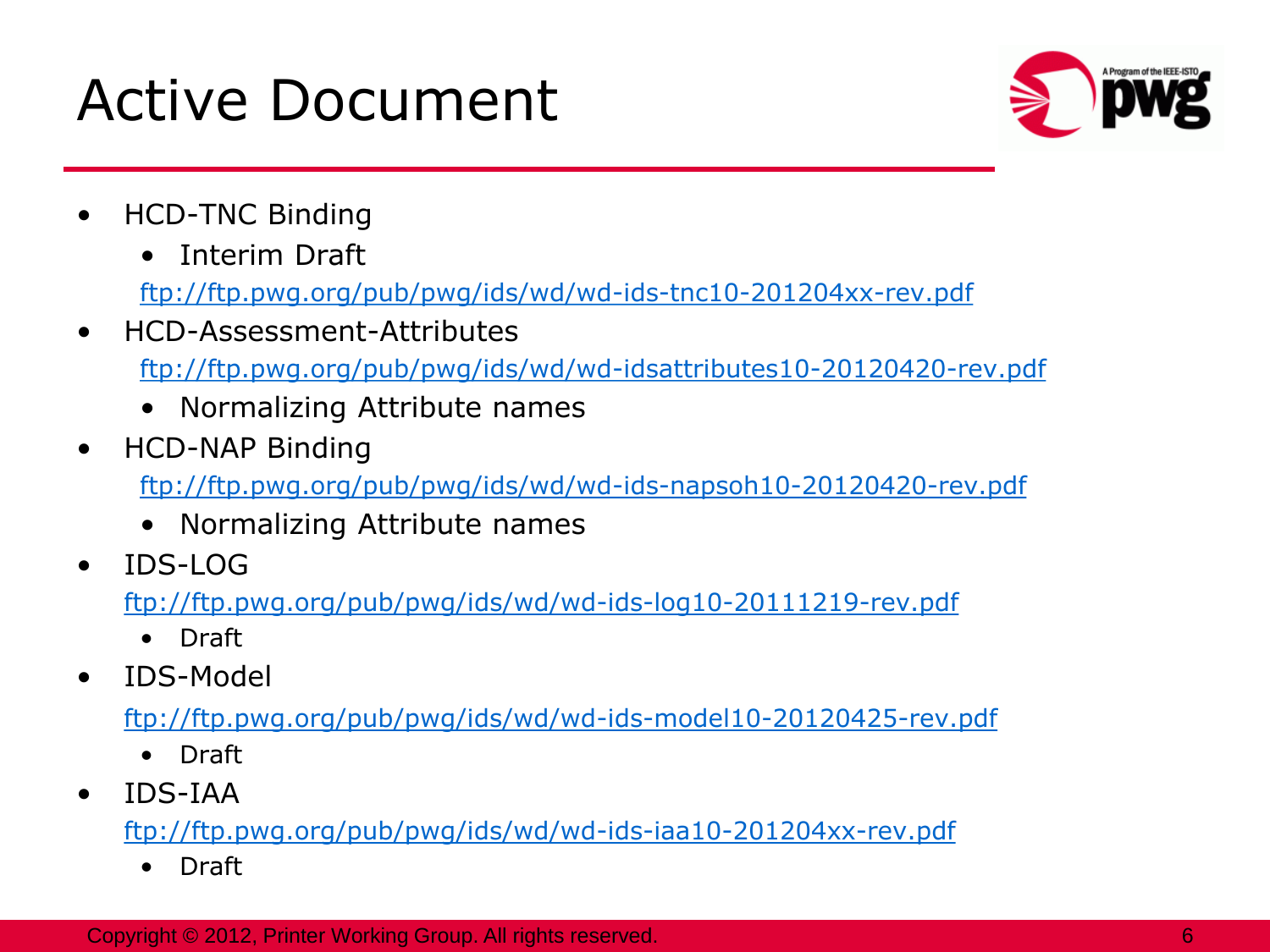# Active Document

- HCD-TNC Binding
  - Interim Draft

  ftp://ftp.pwg.org/pub/pwg/ids/wd/wd-ids-tnc10-201204xx-rev.pdf
- HCD-Assessment-Attributes

  ftp://ftp.pwg.org/pub/pwg/ids/wd/wd-idsattributes10-20120420-rev.pdf
  - Normalizing Attribute names
- HCD-NAP Binding

  ftp://ftp.pwg.org/pub/pwg/ids/wd/wd-ids-napsoh10-20120420-rev.pdf
  - Normalizing Attribute names
- IDS-LOG

  ftp://ftp.pwg.org/pub/pwg/ids/wd/wd-ids-log10-20111219-rev.pdf
  - Draft
- IDS-Model

  ftp://ftp.pwg.org/pub/pwg/ids/wd/wd-ids-model10-20120425-rev.pdf
  - Draft
- IDS-IAA

  ftp://ftp.pwg.org/pub/pwg/ids/wd/wd-ids-iaa10-201204xx-rev.pdf
  - Draft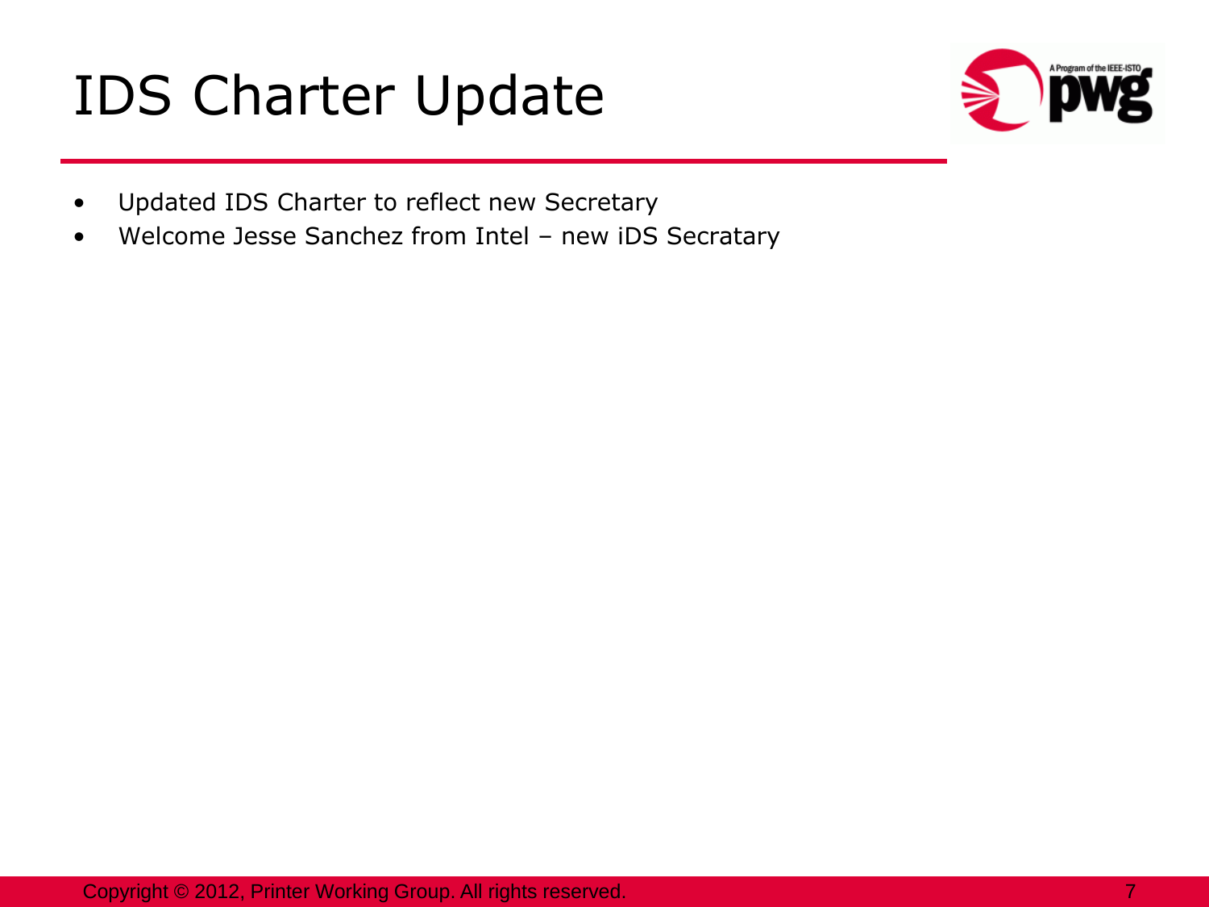# IDS Charter Update

- Updated IDS Charter to reflect new Secretary
- Welcome Jesse Sanchez from Intel – new iDS Secratary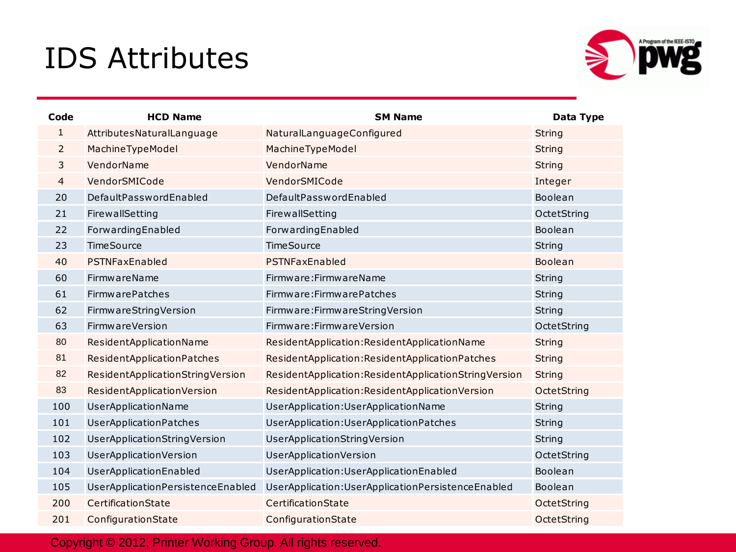# IDS Attributes

| Code | HCD Name | SM Name | Data Type |
|---|---|---|---|
| 1 | AttributesNaturalLanguage | NaturalLanguageConfigured | String |
| 2 | MachineTypeModel | MachineTypeModel | String |
| 3 | VendorName | VendorName | String |
| 4 | VendorSMICode | VendorSMICode | Integer |
| 20 | DefaultPasswordEnabled | DefaultPasswordEnabled | Boolean |
| 21 | FirewallSetting | FirewallSetting | OctetString |
| 22 | ForwardingEnabled | ForwardingEnabled | Boolean |
| 23 | TimeSource | TimeSource | String |
| 40 | PSTNFaxEnabled | PSTNFaxEnabled | Boolean |
| 60 | FirmwareName | Firmware:FirmwareName | String |
| 61 | FirmwarePatches | Firmware:FirmwarePatches | String |
| 62 | FirmwareStringVersion | Firmware:FirmwareStringVersion | String |
| 63 | FirmwareVersion | Firmware:FirmwareVersion | OctetString |
| 80 | ResidentApplicationName | ResidentApplication:ResidentApplicationName | String |
| 81 | ResidentApplicationPatches | ResidentApplication:ResidentApplicationPatches | String |
| 82 | ResidentApplicationStringVersion | ResidentApplication:ResidentApplicationStringVersion | String |
| 83 | ResidentApplicationVersion | ResidentApplication:ResidentApplicationVersion | OctetString |
| 100 | UserApplicationName | UserApplication:UserApplicationName | String |
| 101 | UserApplicationPatches | UserApplication:UserApplicationPatches | String |
| 102 | UserApplicationStringVersion | UserApplicationStringVersion | String |
| 103 | UserApplicationVersion | UserApplicationVersion | OctetString |
| 104 | UserApplicationEnabled | UserApplication:UserApplicationEnabled | Boolean |
| 105 | UserApplicationPersistenceEnabled | UserApplication:UserApplicationPersistenceEnabled | Boolean |
| 200 | CertificationState | CertificationState | OctetString |
| 201 | ConfigurationState | ConfigurationState | OctetString |

Copyright © 2012, Printer Working Group. All rights reserved.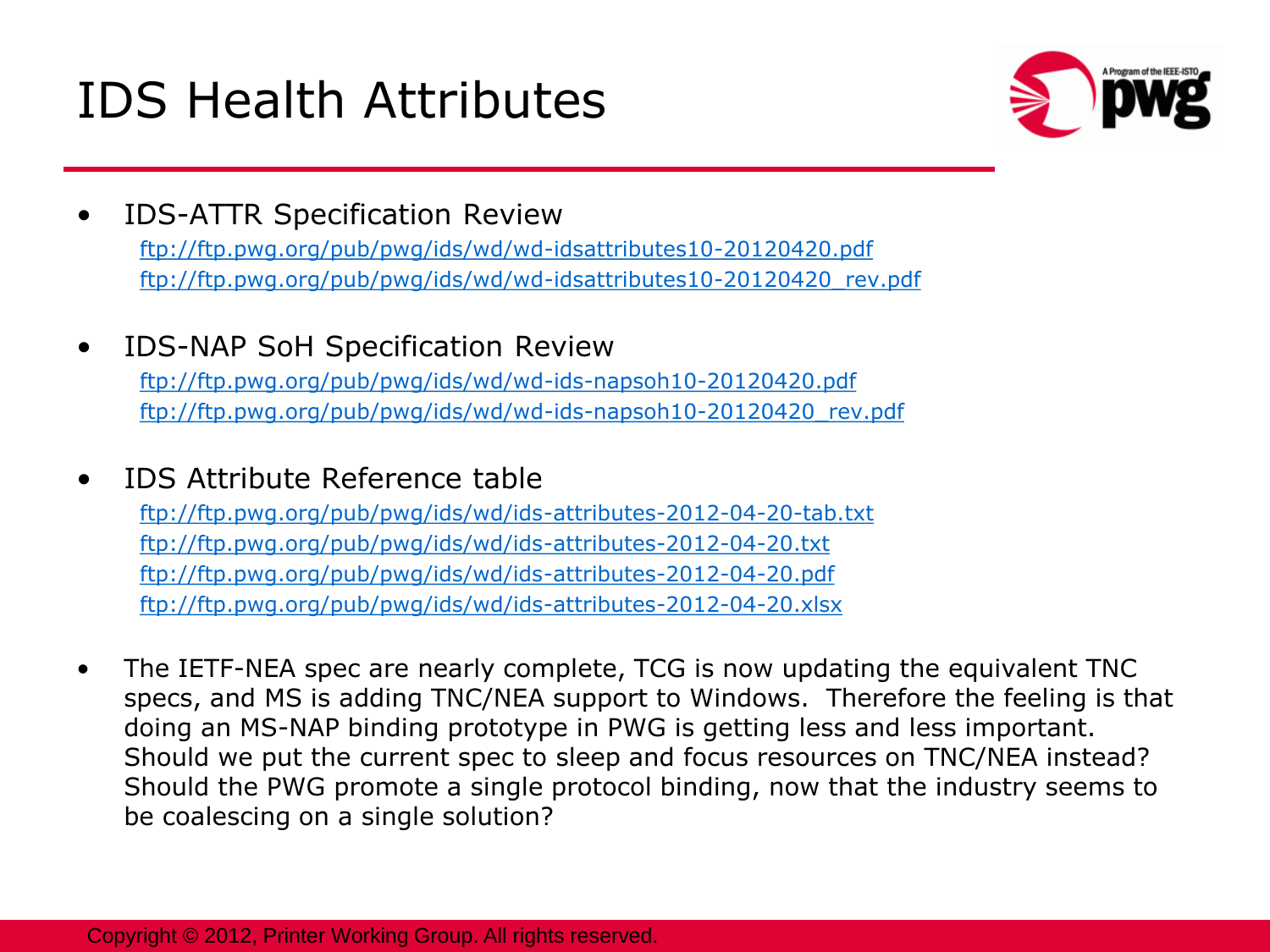# IDS Health Attributes

- IDS-ATTR Specification Review
  ftp://ftp.pwg.org/pub/pwg/ids/wd/wd-idsattributes10-20120420.pdf
  ftp://ftp.pwg.org/pub/pwg/ids/wd/wd-idsattributes10-20120420_rev.pdf

- IDS-NAP SoH Specification Review
  ftp://ftp.pwg.org/pub/pwg/ids/wd/wd-ids-napsoh10-20120420.pdf
  ftp://ftp.pwg.org/pub/pwg/ids/wd/wd-ids-napsoh10-20120420_rev.pdf

- IDS Attribute Reference table
  ftp://ftp.pwg.org/pub/pwg/ids/wd/ids-attributes-2012-04-20-tab.txt
  ftp://ftp.pwg.org/pub/pwg/ids/wd/ids-attributes-2012-04-20.txt
  ftp://ftp.pwg.org/pub/pwg/ids/wd/ids-attributes-2012-04-20.pdf
  ftp://ftp.pwg.org/pub/pwg/ids/wd/ids-attributes-2012-04-20.xlsx

- The IETF-NEA spec are nearly complete, TCG is now updating the equivalent TNC specs, and MS is adding TNC/NEA support to Windows. Therefore the feeling is that doing an MS-NAP binding prototype in PWG is getting less and less important. Should we put the current spec to sleep and focus resources on TNC/NEA instead? Should the PWG promote a single protocol binding, now that the industry seems to be coalescing on a single solution?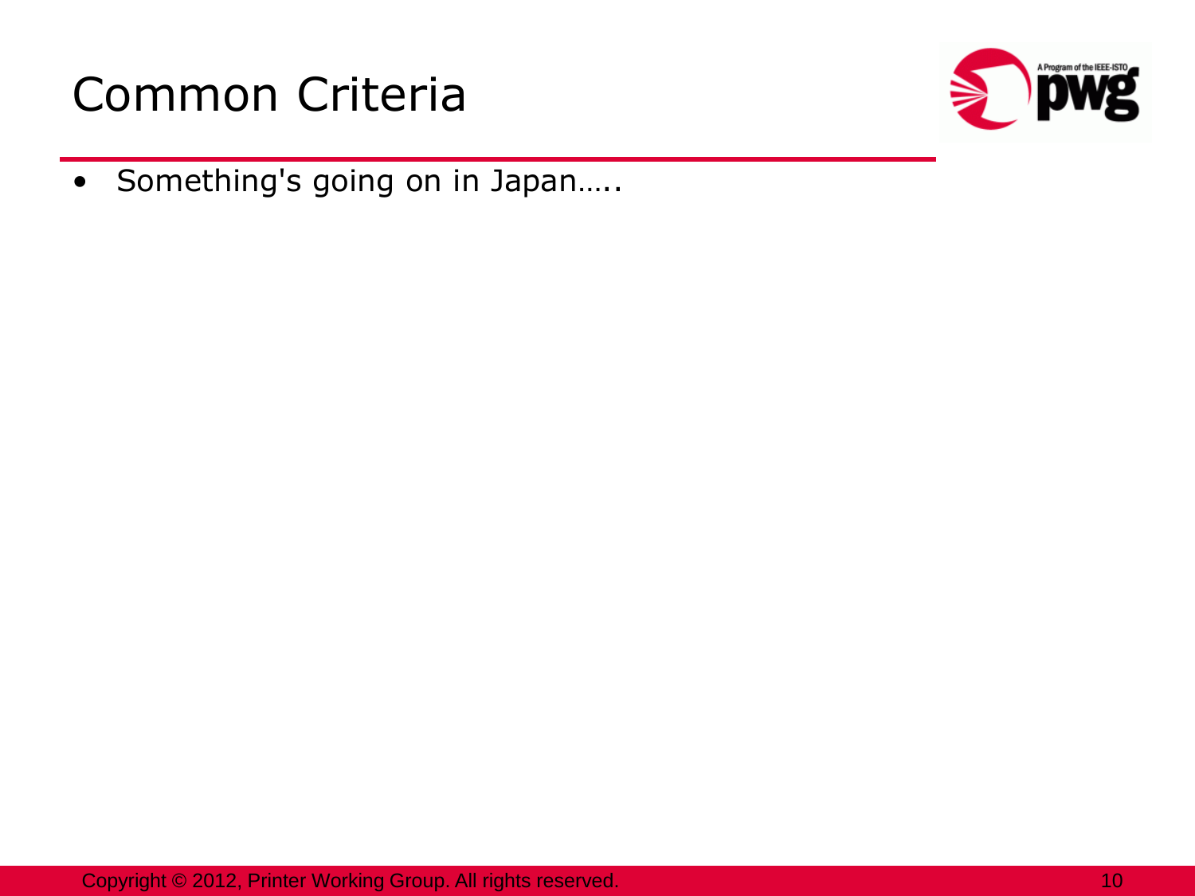# Common Criteria

- Something's going on in Japan…..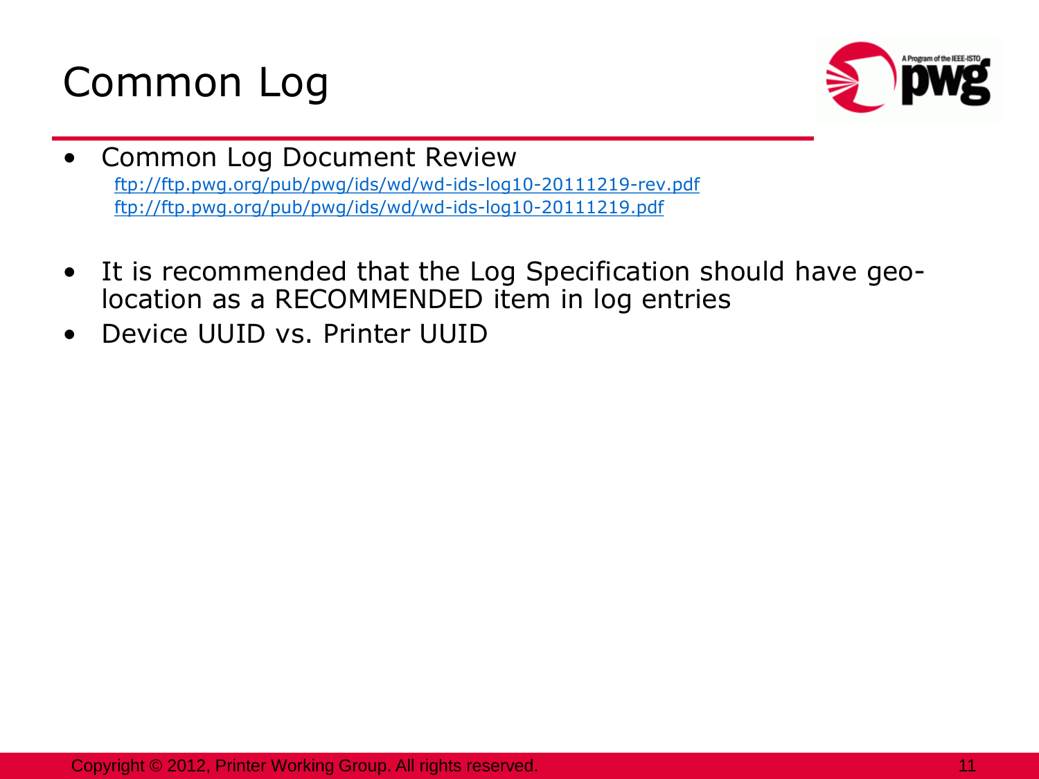# Common Log

- Common Log Document Review
  ftp://ftp.pwg.org/pub/pwg/ids/wd/wd-ids-log10-20111219-rev.pdf
  ftp://ftp.pwg.org/pub/pwg/ids/wd/wd-ids-log10-20111219.pdf
- It is recommended that the Log Specification should have geo-location as a RECOMMENDED item in log entries
- Device UUID vs. Printer UUID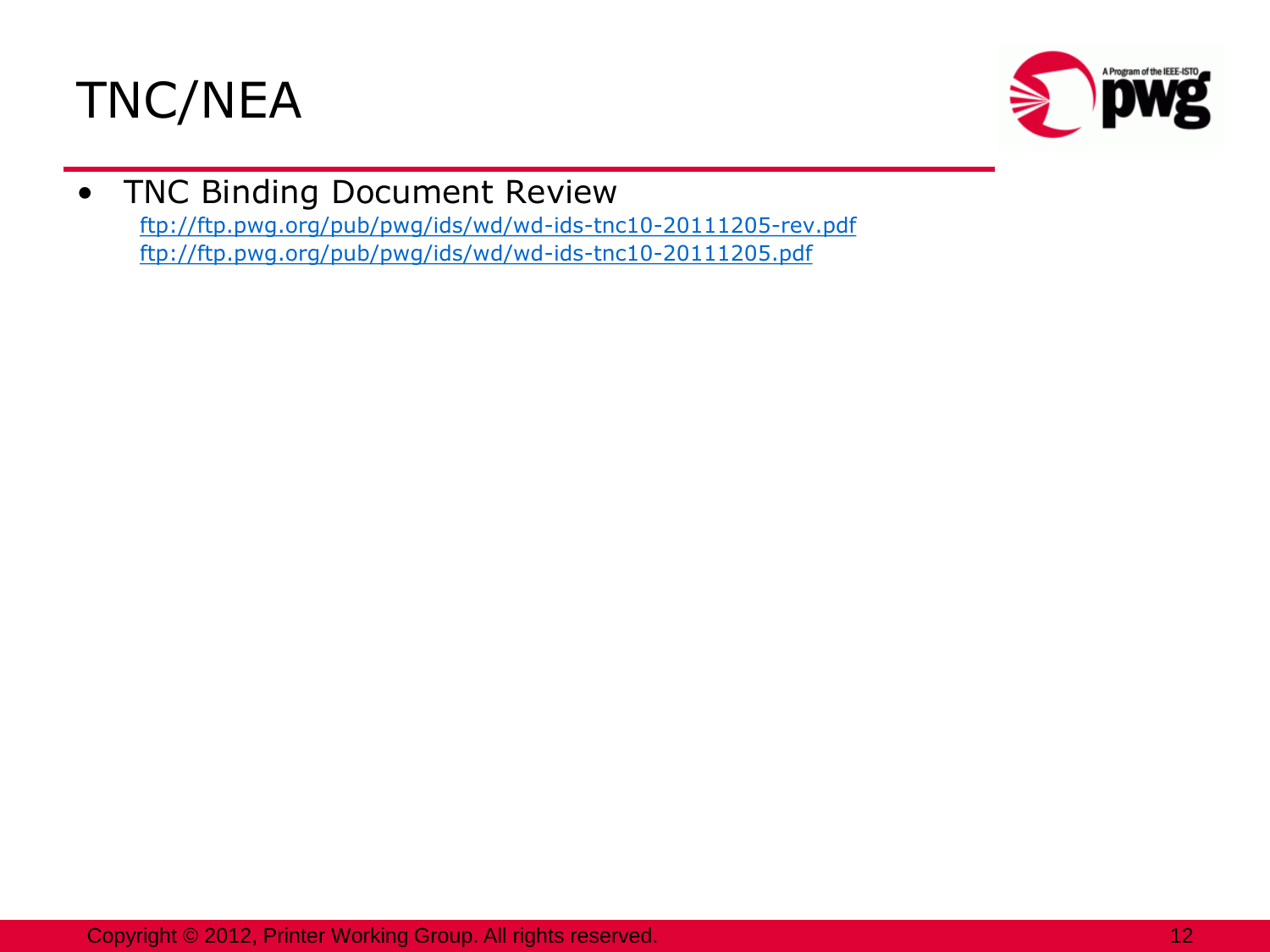# TNC/NEA

- TNC Binding Document Review
  - ftp://ftp.pwg.org/pub/pwg/ids/wd/wd-ids-tnc10-20111205-rev.pdf
  - ftp://ftp.pwg.org/pub/pwg/ids/wd/wd-ids-tnc10-20111205.pdf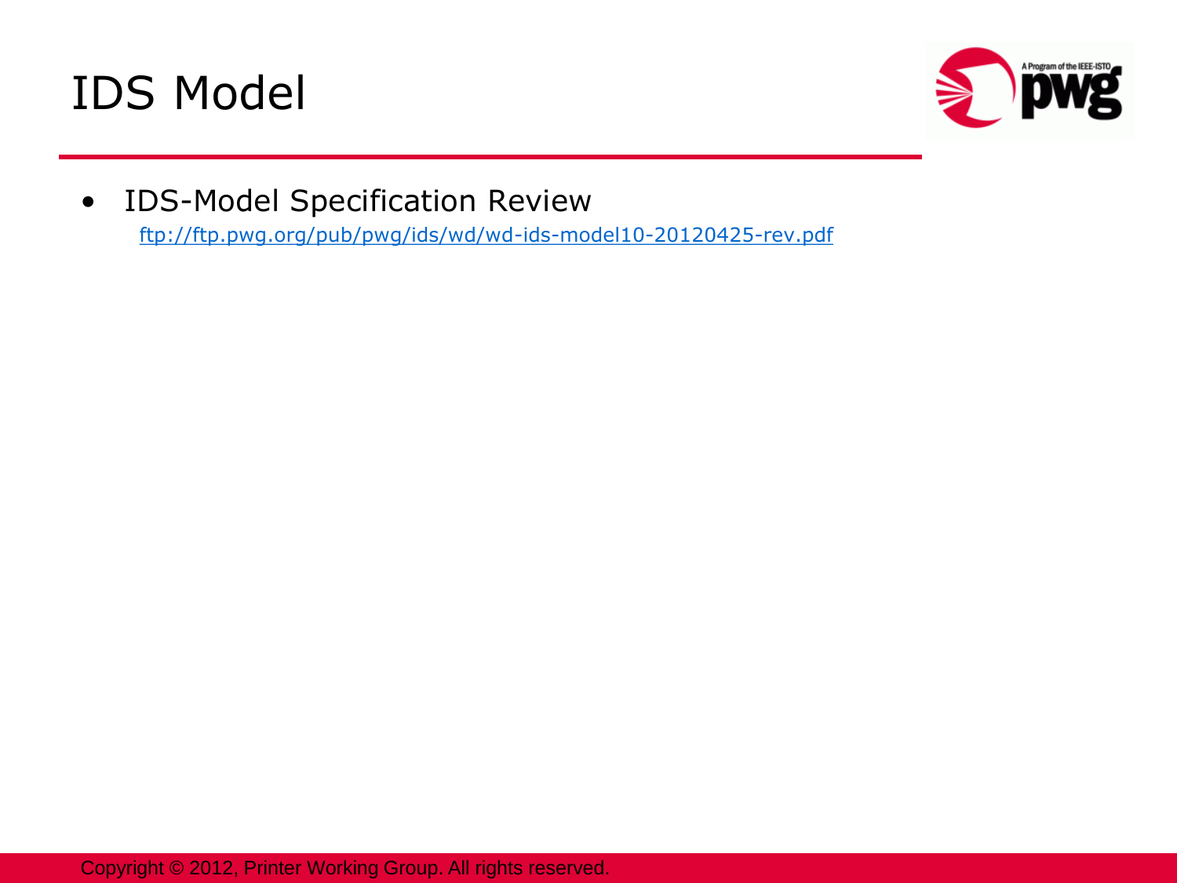# IDS Model

- IDS-Model Specification Review
  ftp://ftp.pwg.org/pub/pwg/ids/wd/wd-ids-model10-20120425-rev.pdf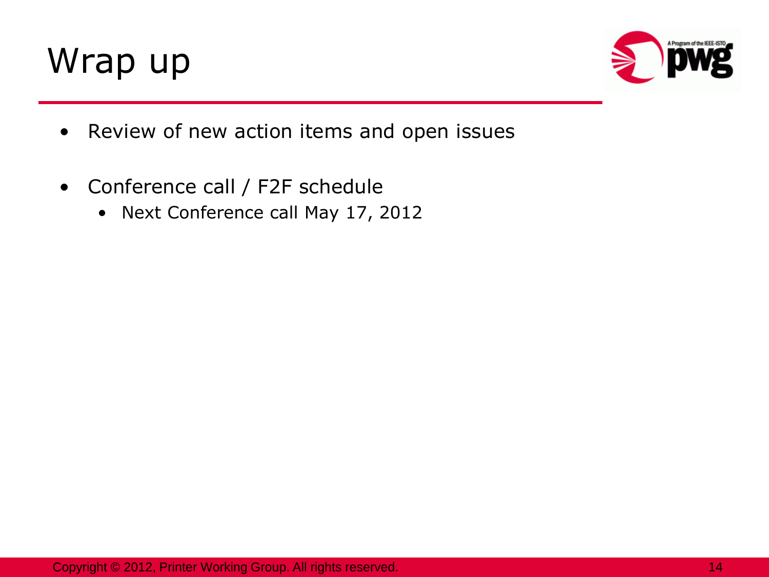# Wrap up

- Review of new action items and open issues
- Conference call / F2F schedule
  - Next Conference call May 17, 2012